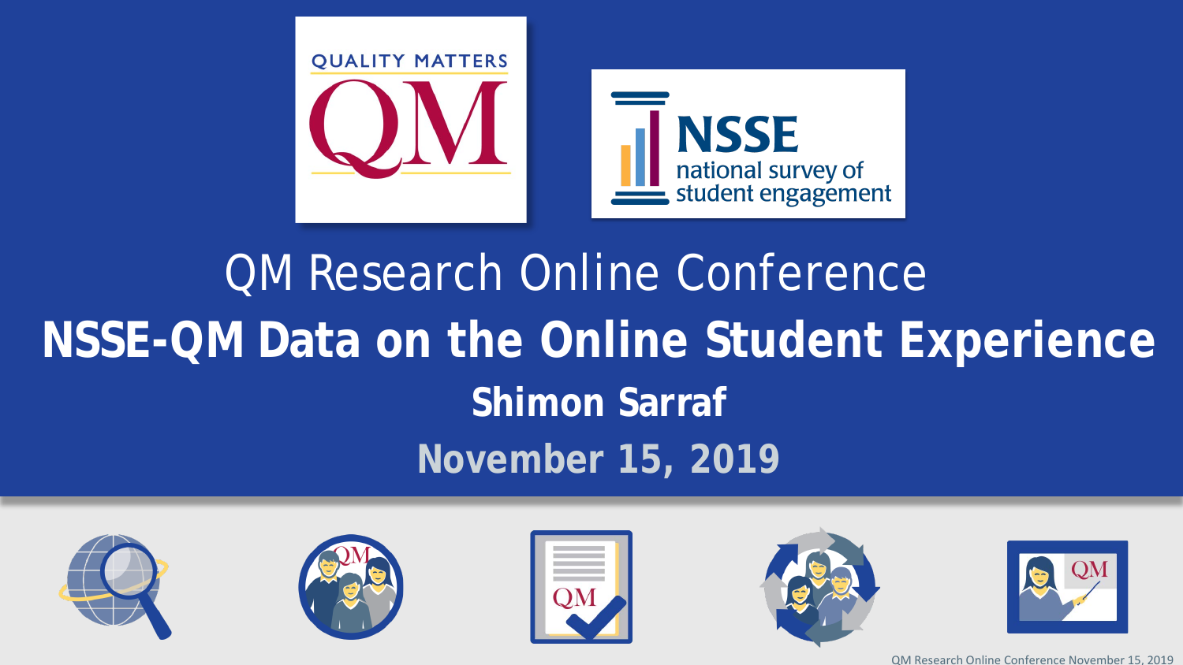QUALITY MATTERS

QM

NSSE

national survey of student engagement

# QM Research Online Conference

## NSSE-QM Data on the Online Student Experience

**Shimon Sarraf**

**November 15, 2019**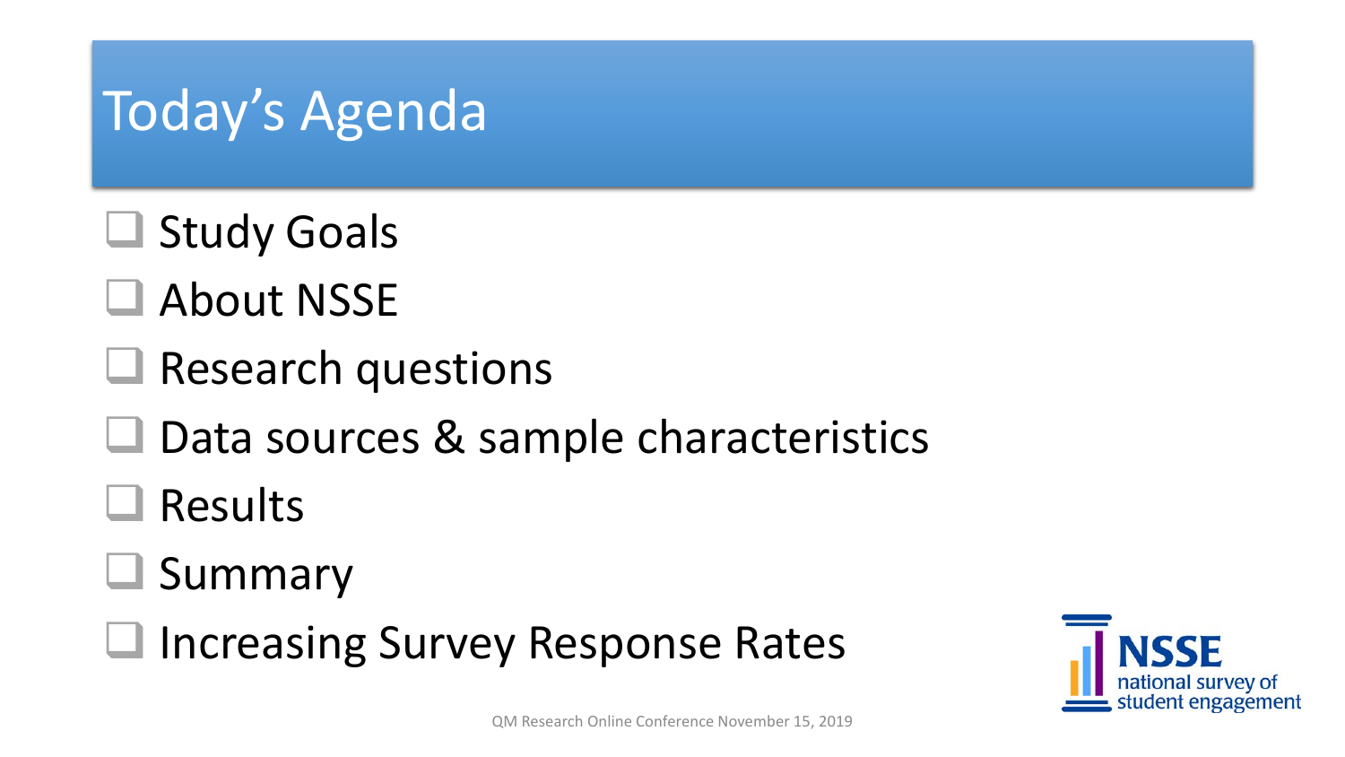# Today's Agenda

- ❑ Study Goals
- ❑ About NSSE
- ❑ Research questions
- ❑ Data sources & sample characteristics
- ❑ Results
- ❑ Summary
- ❑ Increasing Survey Response Rates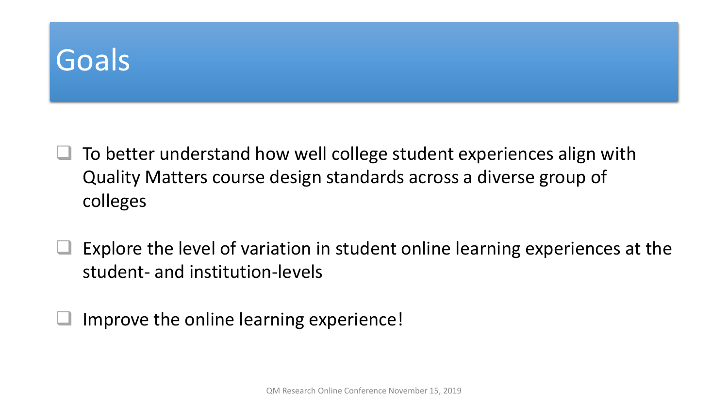# Goals

- To better understand how well college student experiences align with Quality Matters course design standards across a diverse group of colleges
- Explore the level of variation in student online learning experiences at the student- and institution-levels
- Improve the online learning experience!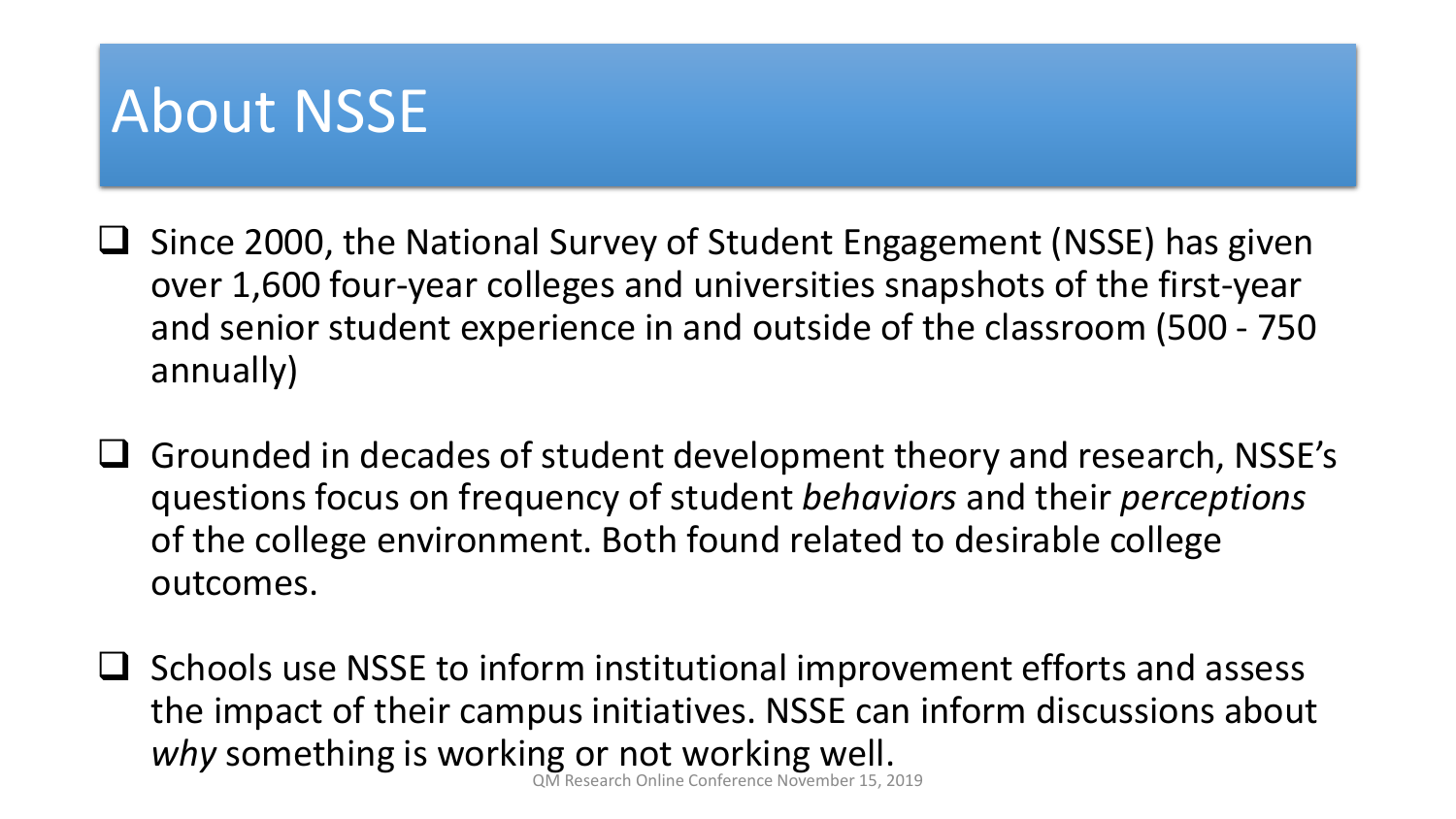# About NSSE

- Since 2000, the National Survey of Student Engagement (NSSE) has given over 1,600 four-year colleges and universities snapshots of the first-year and senior student experience in and outside of the classroom (500 - 750 annually)

- Grounded in decades of student development theory and research, NSSE's questions focus on frequency of student *behaviors* and their *perceptions* of the college environment. Both found related to desirable college outcomes.

- Schools use NSSE to inform institutional improvement efforts and assess the impact of their campus initiatives. NSSE can inform discussions about *why* something is working or not working well.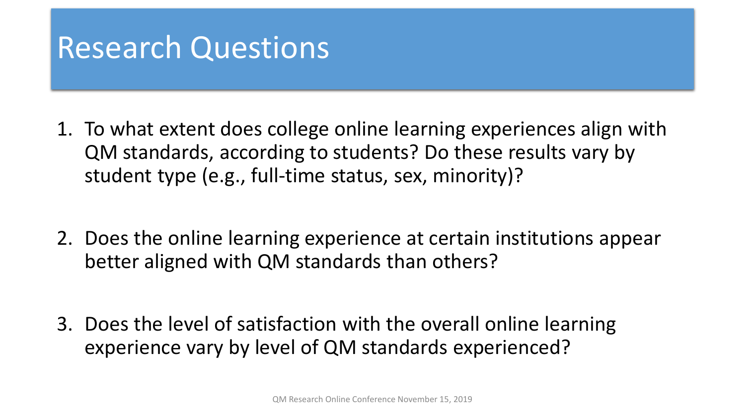# Research Questions

1. To what extent does college online learning experiences align with QM standards, according to students? Do these results vary by student type (e.g., full-time status, sex, minority)?

2. Does the online learning experience at certain institutions appear better aligned with QM standards than others?

3. Does the level of satisfaction with the overall online learning experience vary by level of QM standards experienced?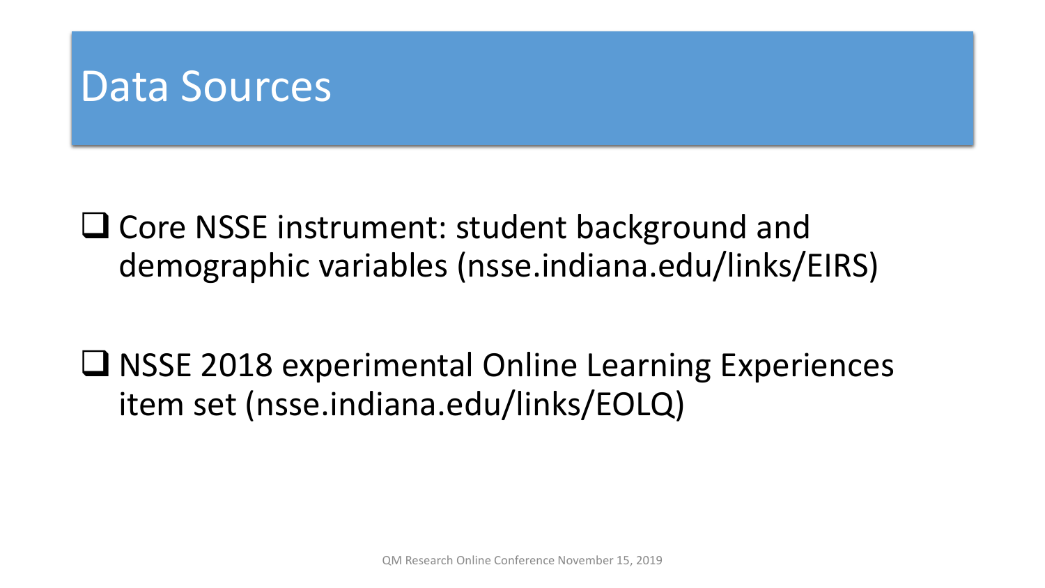# Data Sources

- Core NSSE instrument: student background and demographic variables (nsse.indiana.edu/links/EIRS)
- NSSE 2018 experimental Online Learning Experiences item set (nsse.indiana.edu/links/EOLQ)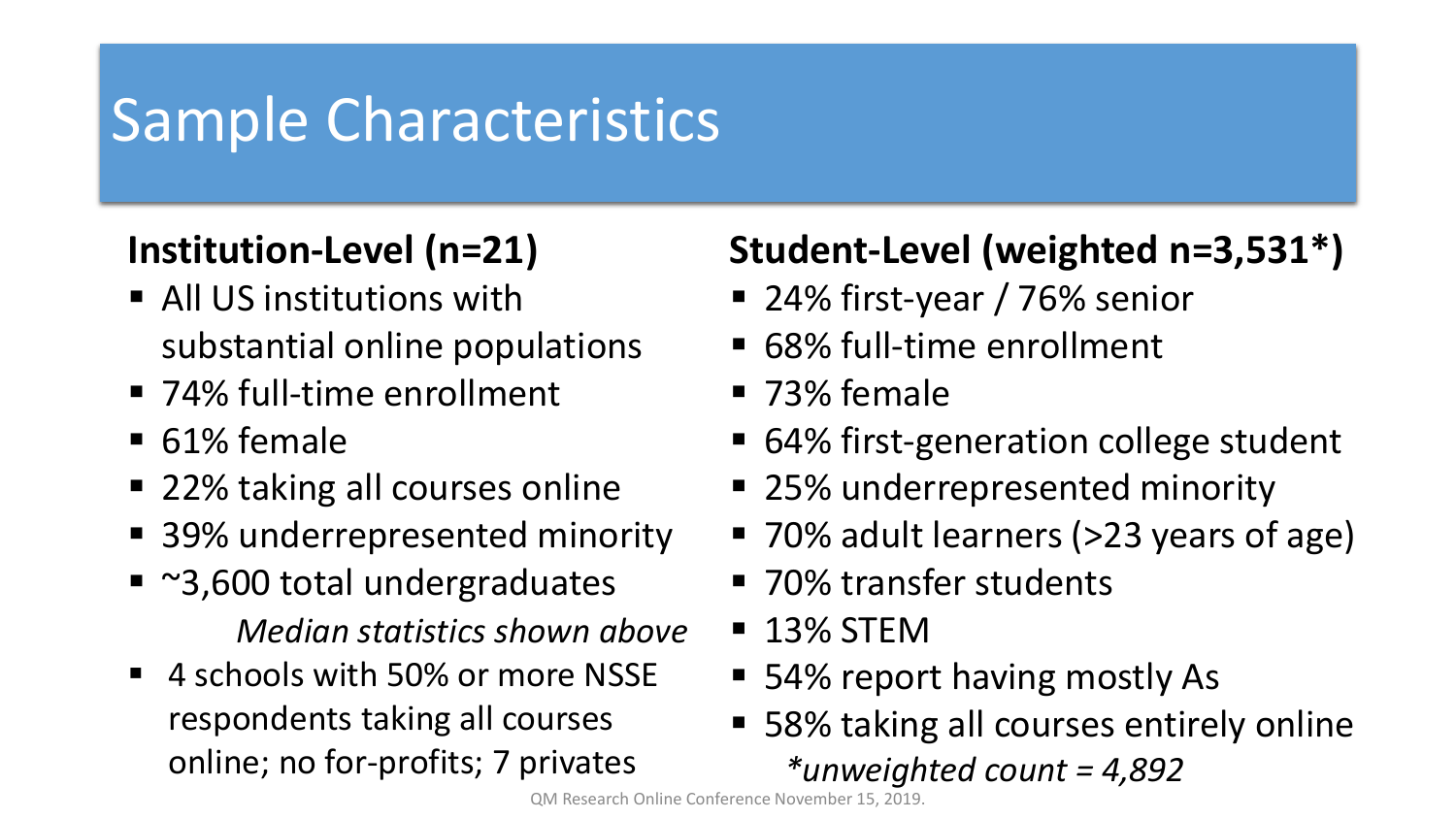# Sample Characteristics

## Institution-Level (n=21)

- All US institutions with substantial online populations
- 74% full-time enrollment
- 61% female
- 22% taking all courses online
- 39% underrepresented minority
- ~3,600 total undergraduates

*Median statistics shown above*

- 4 schools with 50% or more NSSE respondents taking all courses online; no for-profits; 7 privates

## Student-Level (weighted n=3,531*)

- 24% first-year / 76% senior
- 68% full-time enrollment
- 73% female
- 64% first-generation college student
- 25% underrepresented minority
- 70% adult learners (>23 years of age)
- 70% transfer students
- 13% STEM
- 54% report having mostly As
- 58% taking all courses entirely online

*\*unweighted count = 4,892*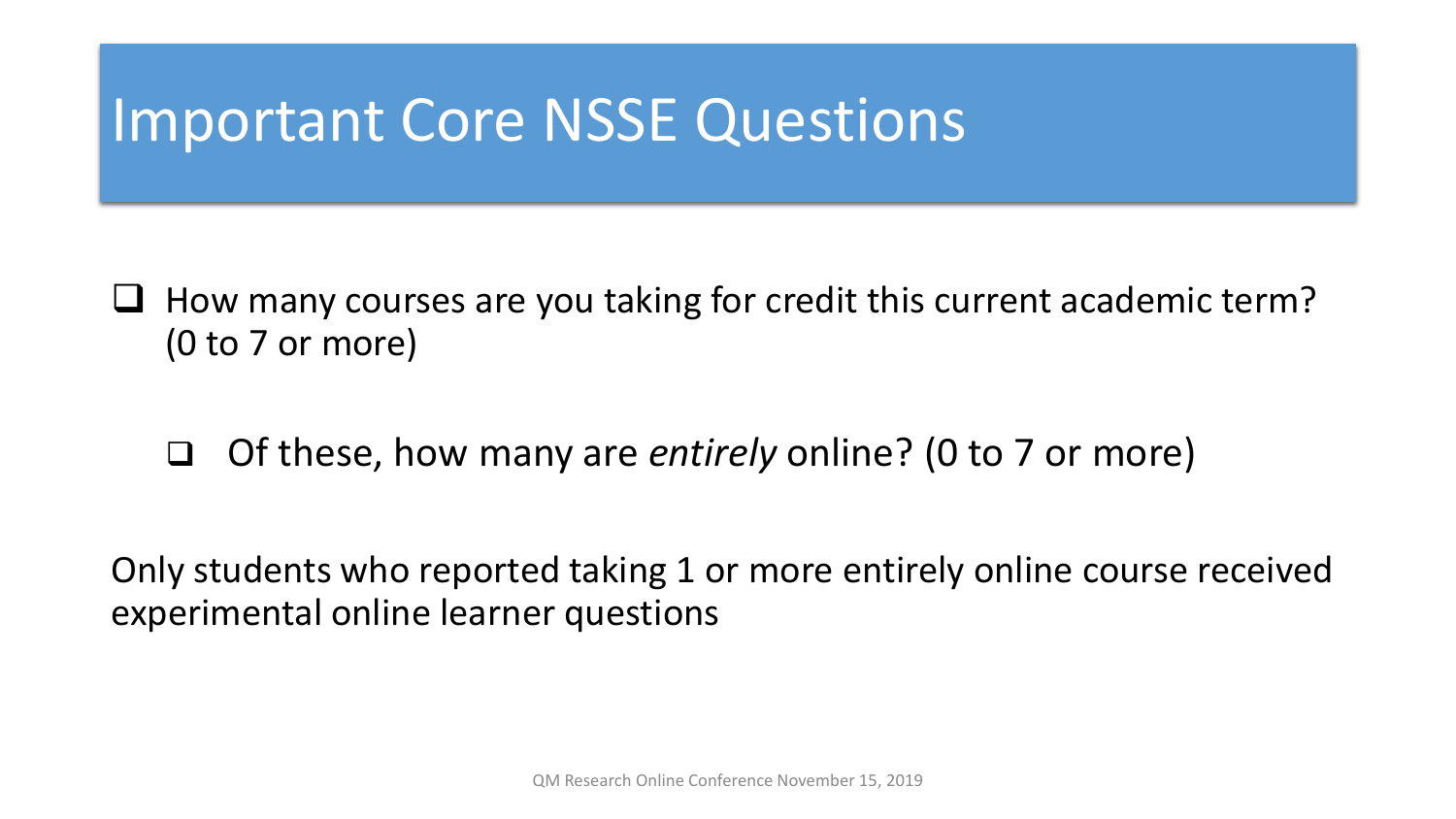# Important Core NSSE Questions

- How many courses are you taking for credit this current academic term? (0 to 7 or more)
  - Of these, how many are *entirely* online? (0 to 7 or more)

Only students who reported taking 1 or more entirely online course received experimental online learner questions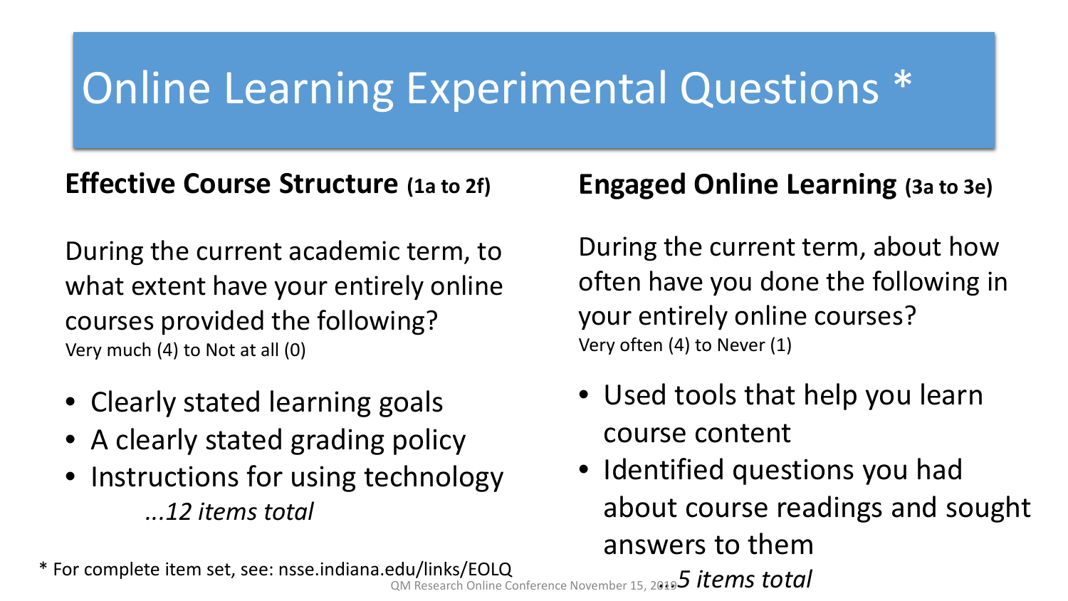# Online Learning Experimental Questions *

## Effective Course Structure (1a to 2f)

During the current academic term, to what extent have your entirely online courses provided the following?
Very much (4) to Not at all (0)

- Clearly stated learning goals
- A clearly stated grading policy
- Instructions for using technology

*...12 items total*

## Engaged Online Learning (3a to 3e)

During the current term, about how often have you done the following in your entirely online courses?
Very often (4) to Never (1)

- Used tools that help you learn course content
- Identified questions you had about course readings and sought answers to them

*...5 items total*

* For complete item set, see: nsse.indiana.edu/links/EOLQ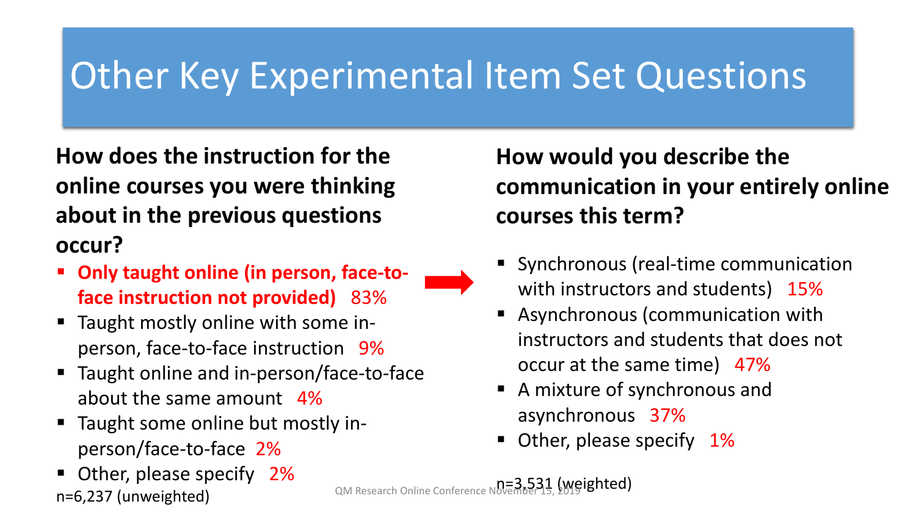# Other Key Experimental Item Set Questions

**How does the instruction for the online courses you were thinking about in the previous questions occur?**

- **Only taught online (in person, face-to-face instruction not provided)** 83%
- Taught mostly online with some in-person, face-to-face instruction 9%
- Taught online and in-person/face-to-face about the same amount 4%
- Taught some online but mostly in-person/face-to-face 2%
- Other, please specify 2%

n=6,237 (unweighted)

**How would you describe the communication in your entirely online courses this term?**

- Synchronous (real-time communication with instructors and students) 15%
- Asynchronous (communication with instructors and students that does not occur at the same time) 47%
- A mixture of synchronous and asynchronous 37%
- Other, please specify 1%

n=3,531 (weighted)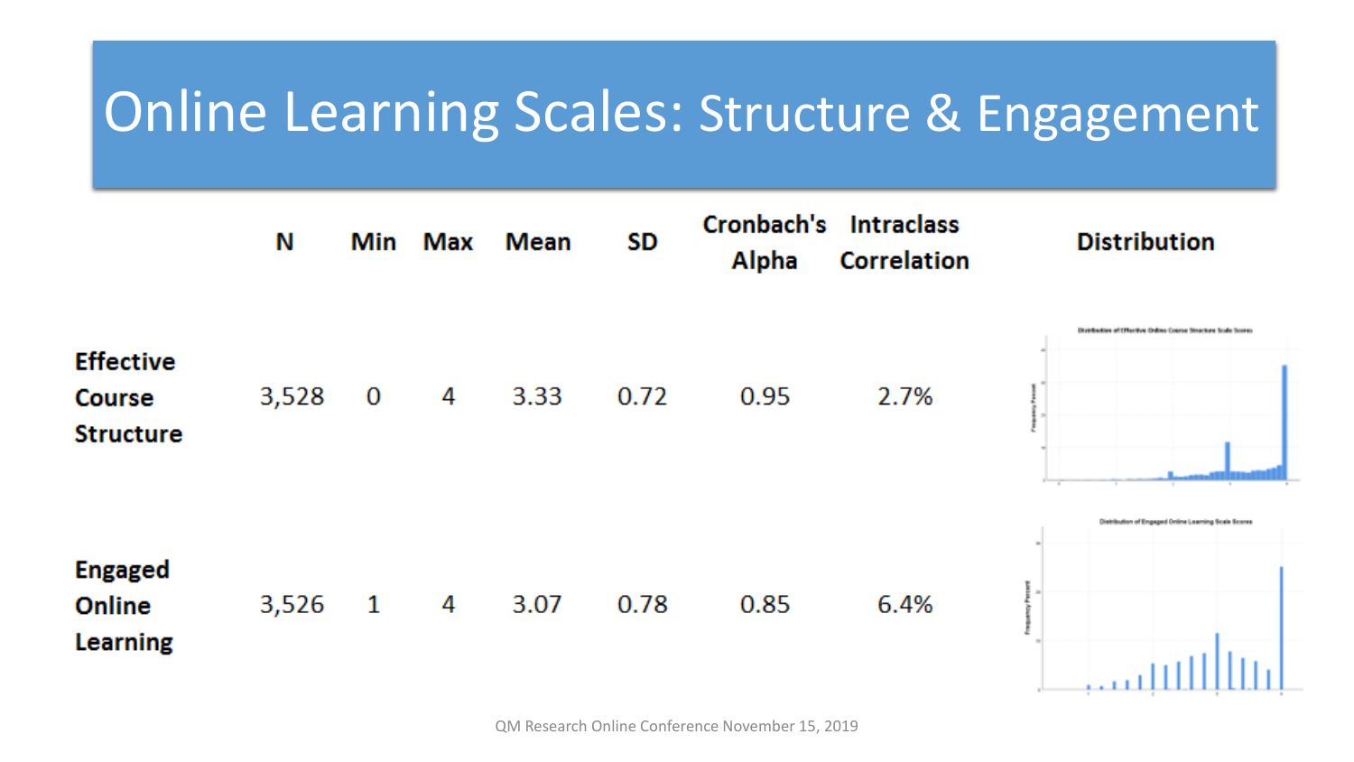# Online Learning Scales: Structure & Engagement

| | N | Min | Max | Mean | SD | Cronbach's Alpha | Intraclass Correlation | Distribution |
|---|---|---|---|---|---|---|---|---|
| **Effective Course Structure** | 3,528 | 0 | 4 | 3.33 | 0.72 | 0.95 | 2.7% | |
| **Engaged Online Learning** | 3,526 | 1 | 4 | 3.07 | 0.78 | 0.85 | 6.4% | |

QM Research Online Conference November 15, 2019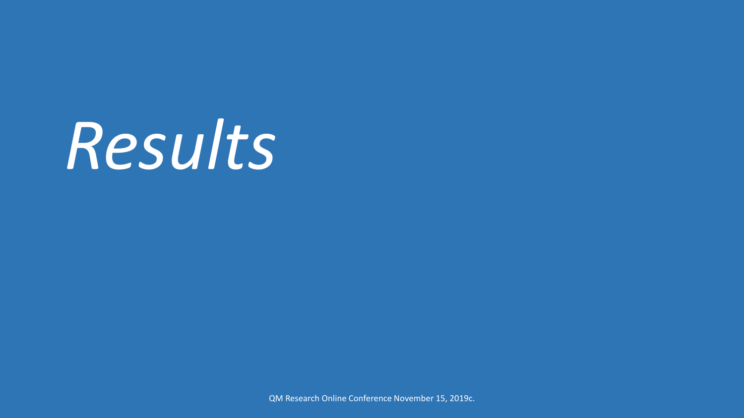# *Results*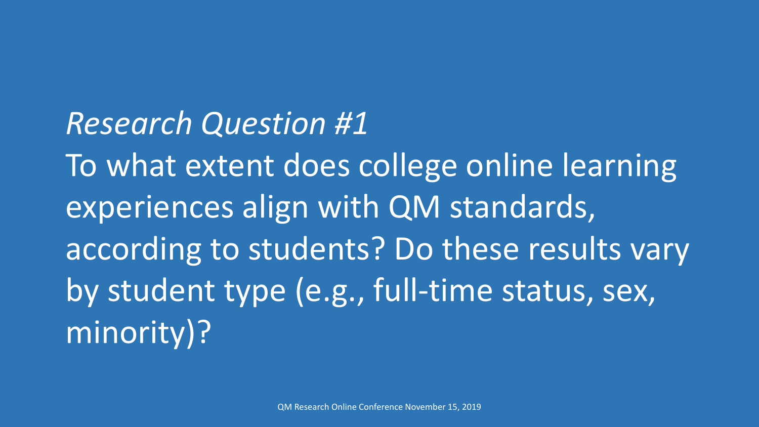*Research Question #1*

To what extent does college online learning experiences align with QM standards, according to students? Do these results vary by student type (e.g., full-time status, sex, minority)?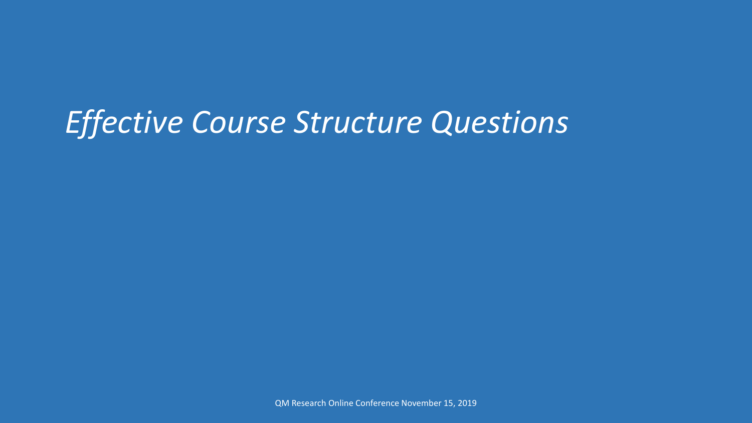# *Effective Course Structure Questions*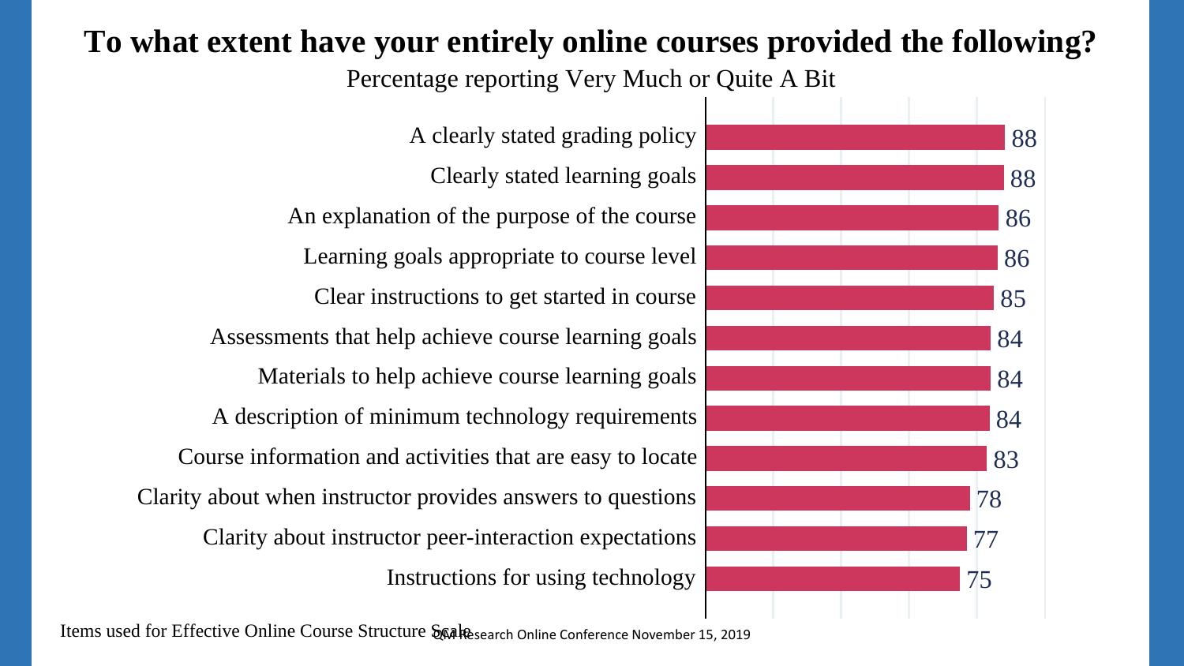# To what extent have your entirely online courses provided the following?

Percentage reporting Very Much or Quite A Bit

| Item | Percentage |
|---|---|
| A clearly stated grading policy | 88 |
| Clearly stated learning goals | 88 |
| An explanation of the purpose of the course | 86 |
| Learning goals appropriate to course level | 86 |
| Clear instructions to get started in course | 85 |
| Assessments that help achieve course learning goals | 84 |
| Materials to help achieve course learning goals | 84 |
| A description of minimum technology requirements | 84 |
| Course information and activities that are easy to locate | 83 |
| Clarity about when instructor provides answers to questions | 78 |
| Clarity about instructor peer-interaction expectations | 77 |
| Instructions for using technology | 75 |

Items used for Effective Online Course Structure Scale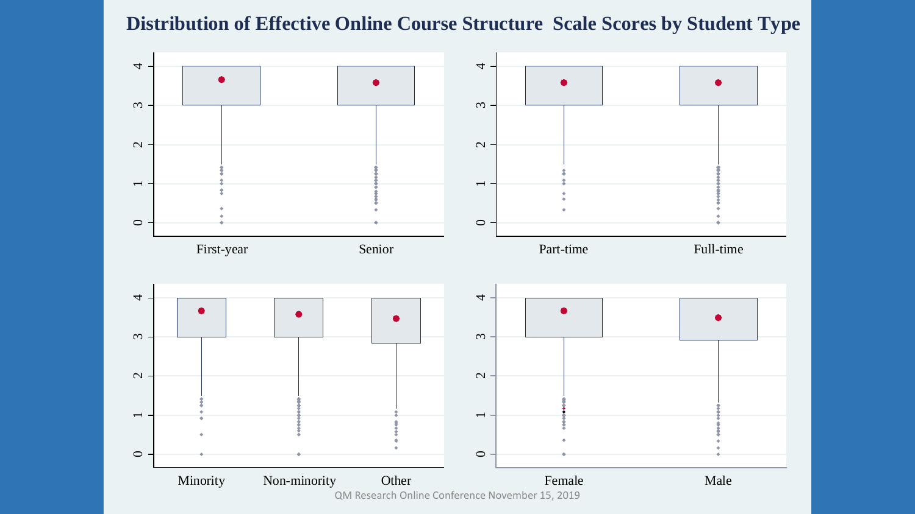# Distribution of Effective Online Course Structure Scale Scores by Student Type

First-year | Senior

Part-time | Full-time

Minority | Non-minority | Other

Female | Male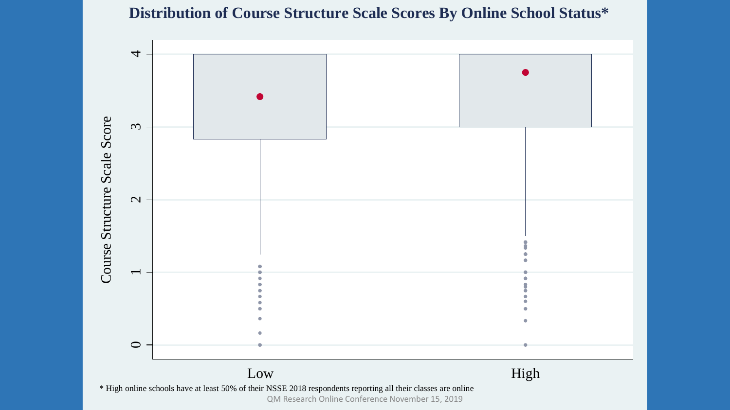# Distribution of Course Structure Scale Scores By Online School Status*

Course Structure Scale Score

Low

High

* High online schools have at least 50% of their NSSE 2018 respondents reporting all their classes are online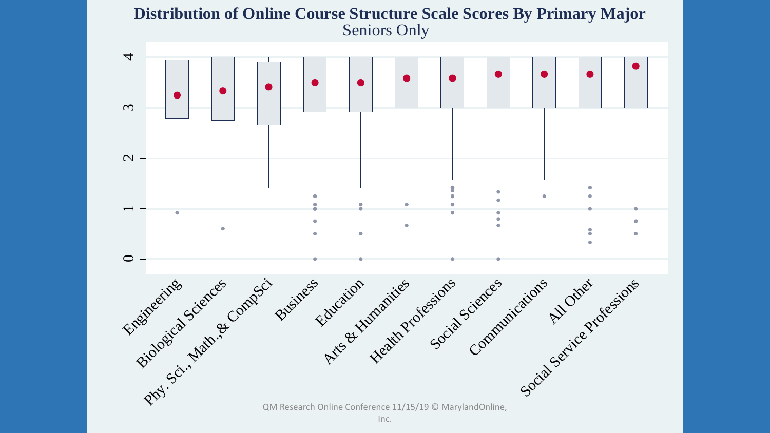# Distribution of Online Course Structure Scale Scores By Primary Major

## Seniors Only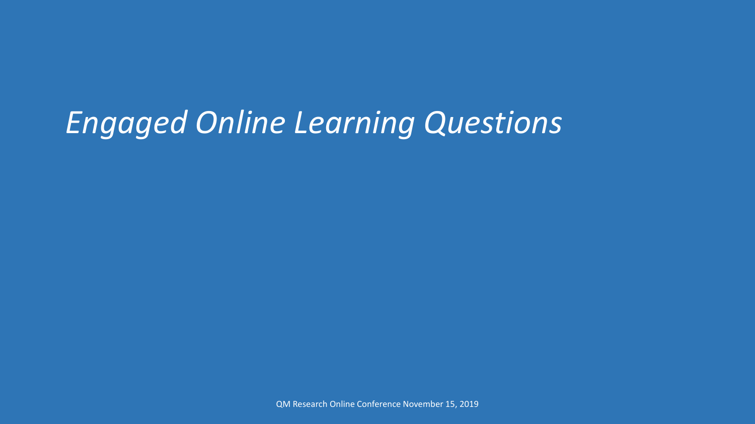# *Engaged Online Learning Questions*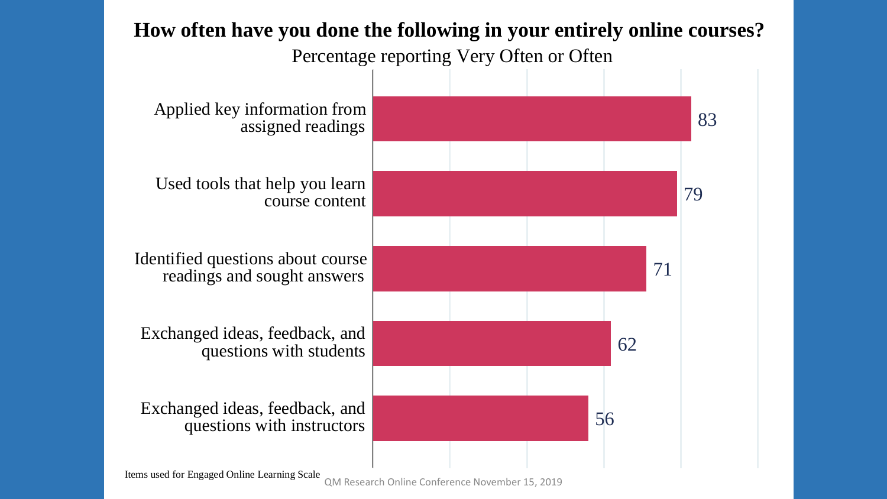# How often have you done the following in your entirely online courses?

Percentage reporting Very Often or Often

| Item | Percentage |
| --- | --- |
| Applied key information from assigned readings | 83 |
| Used tools that help you learn course content | 79 |
| Identified questions about course readings and sought answers | 71 |
| Exchanged ideas, feedback, and questions with students | 62 |
| Exchanged ideas, feedback, and questions with instructors | 56 |

Items used for Engaged Online Learning Scale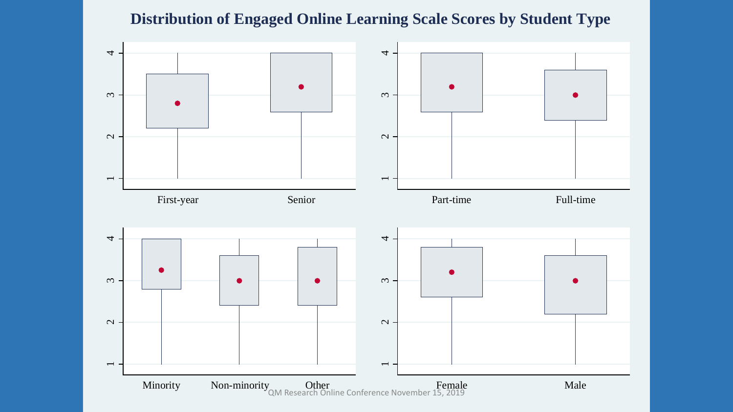# Distribution of Engaged Online Learning Scale Scores by Student Type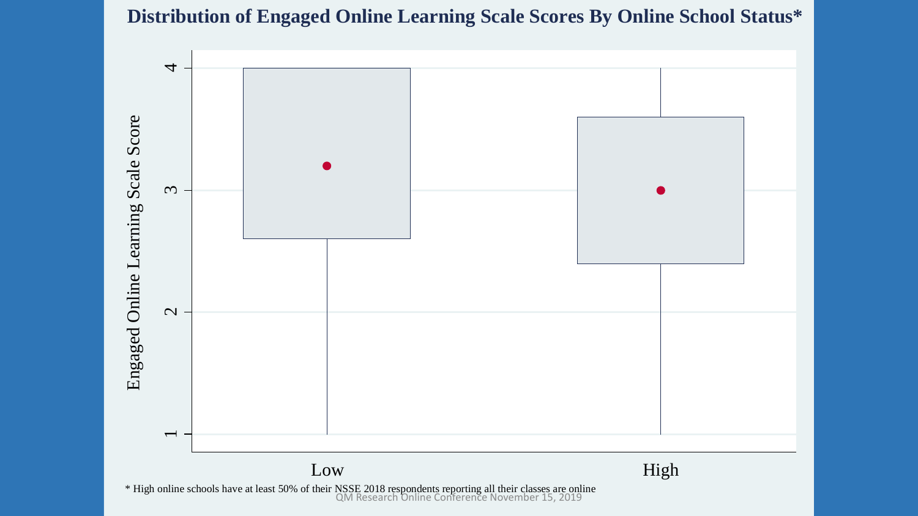# Distribution of Engaged Online Learning Scale Scores By Online School Status*

Engaged Online Learning Scale Score

4

3

2

1

Low

High

* High online schools have at least 50% of their NSSE 2018 respondents reporting all their classes are online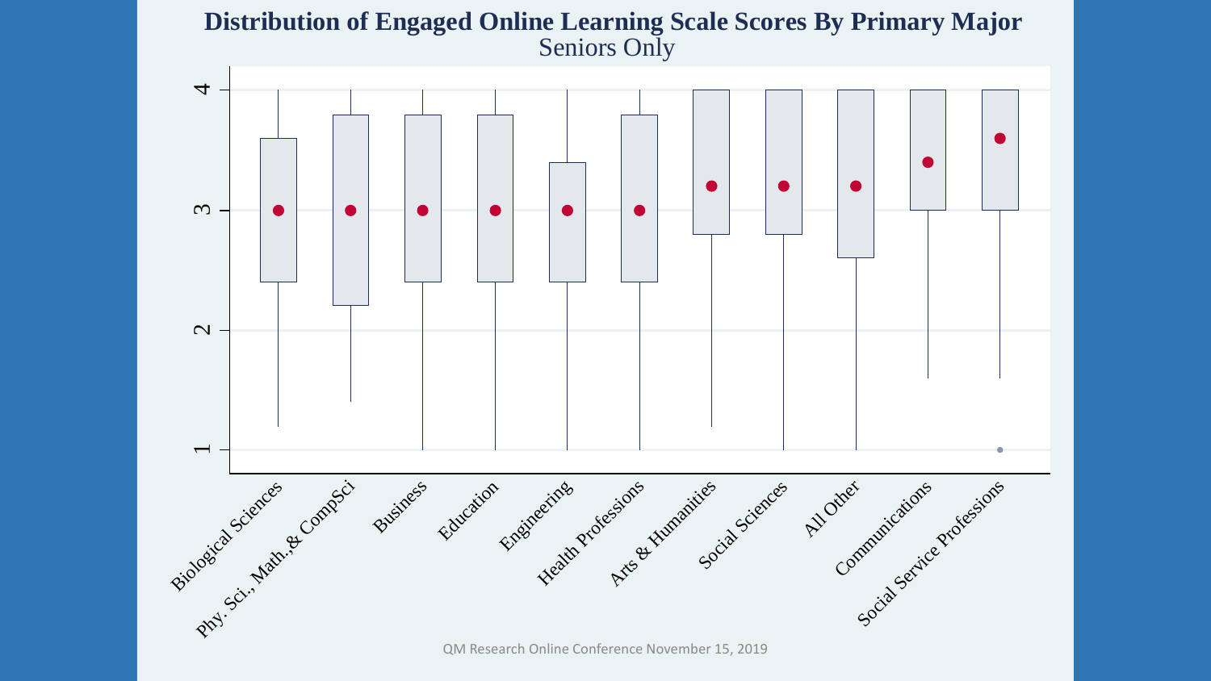# Distribution of Engaged Online Learning Scale Scores By Primary Major

Seniors Only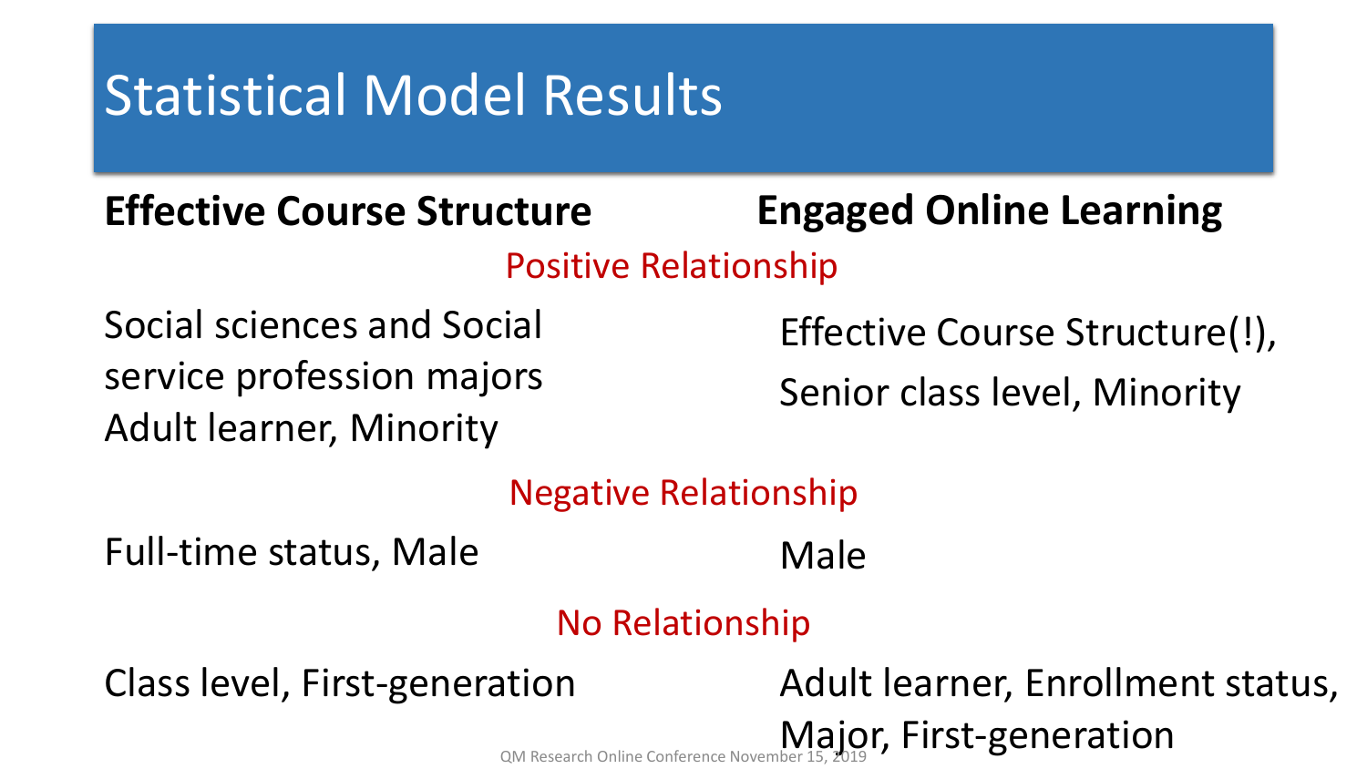# Statistical Model Results

| Effective Course Structure | Engaged Online Learning |
| --- | --- |
| **Positive Relationship** | |
| Social sciences and Social service profession majors<br>Adult learner, Minority | Effective Course Structure(!),<br>Senior class level, Minority |
| **Negative Relationship** | |
| Full-time status, Male | Male |
| **No Relationship** | |
| Class level, First-generation | Adult learner, Enrollment status, Major, First-generation |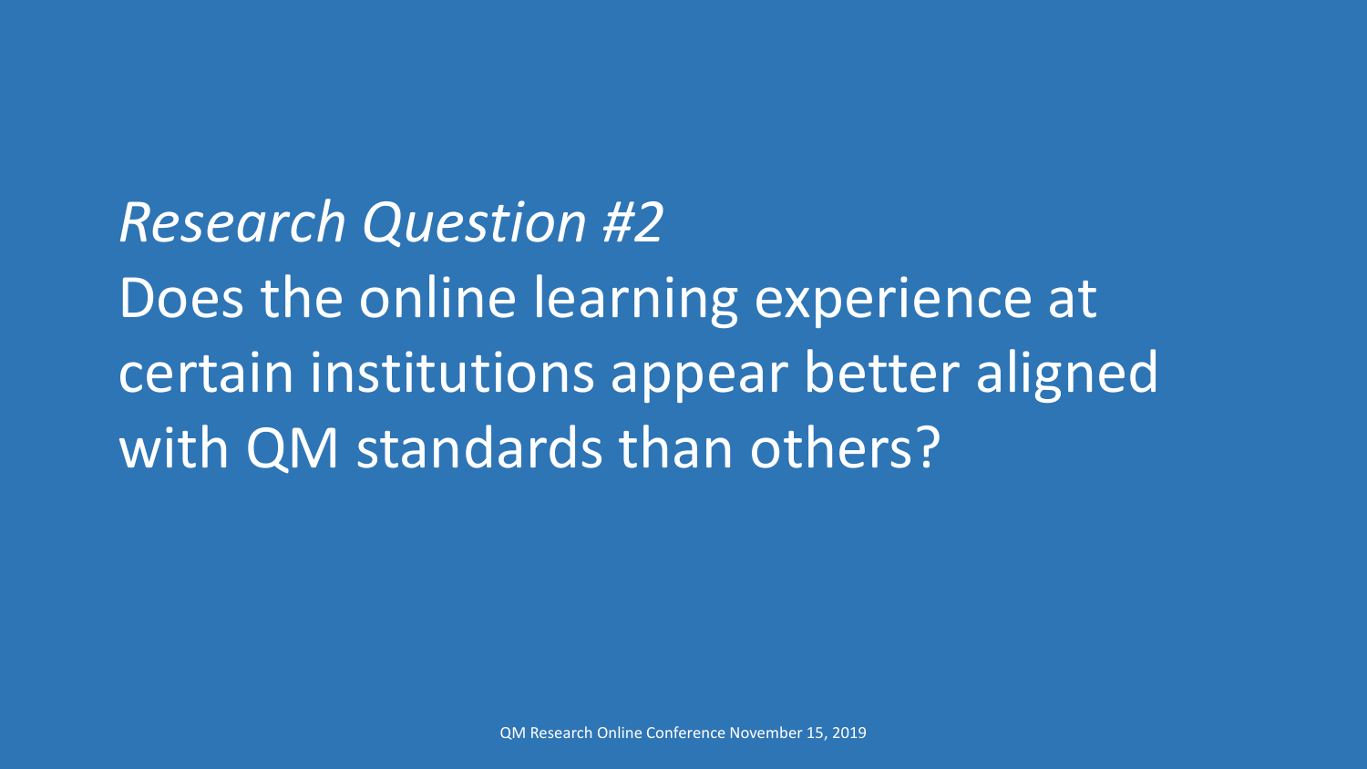*Research Question #2*

Does the online learning experience at certain institutions appear better aligned with QM standards than others?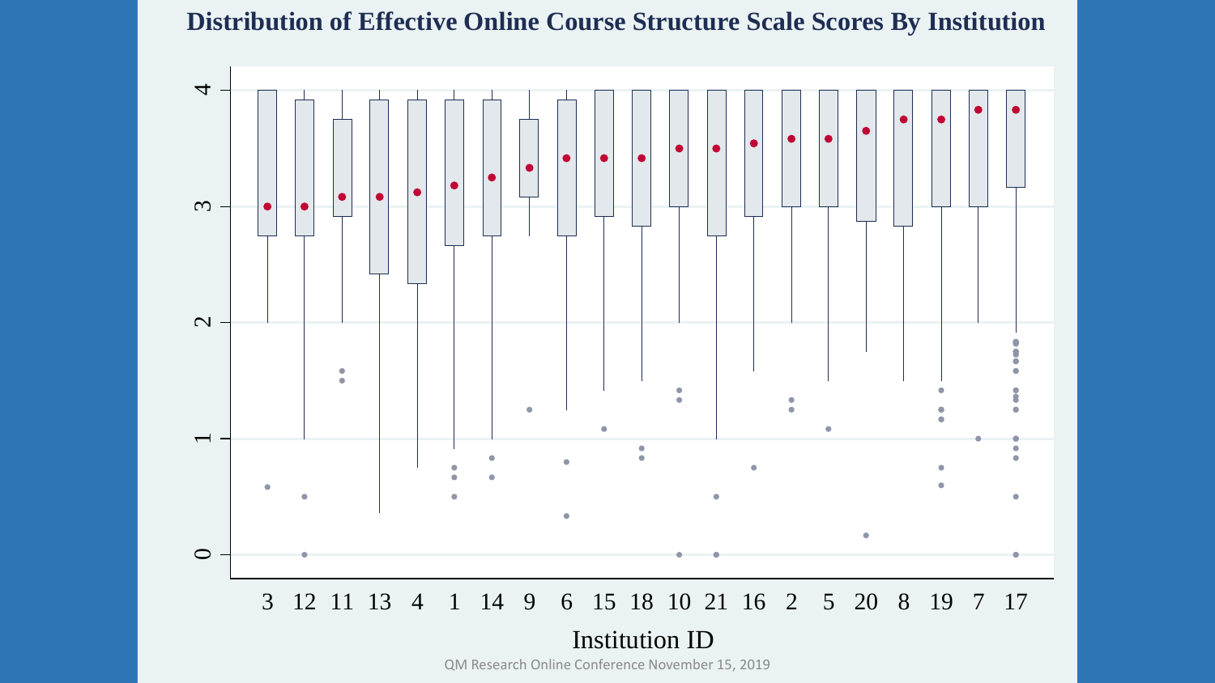# Distribution of Effective Online Course Structure Scale Scores By Institution

Institution ID

QM Research Online Conference November 15, 2019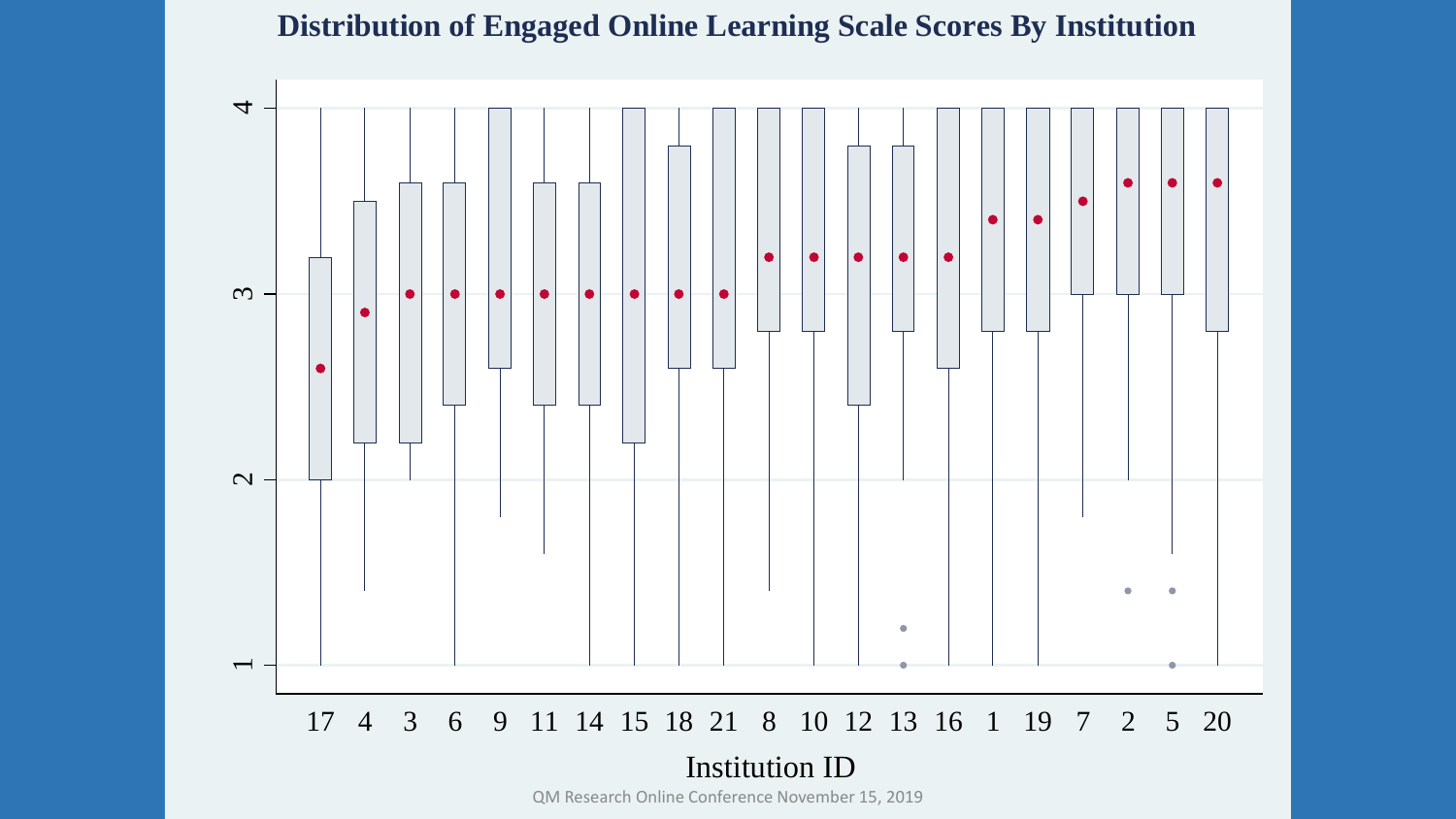# Distribution of Engaged Online Learning Scale Scores By Institution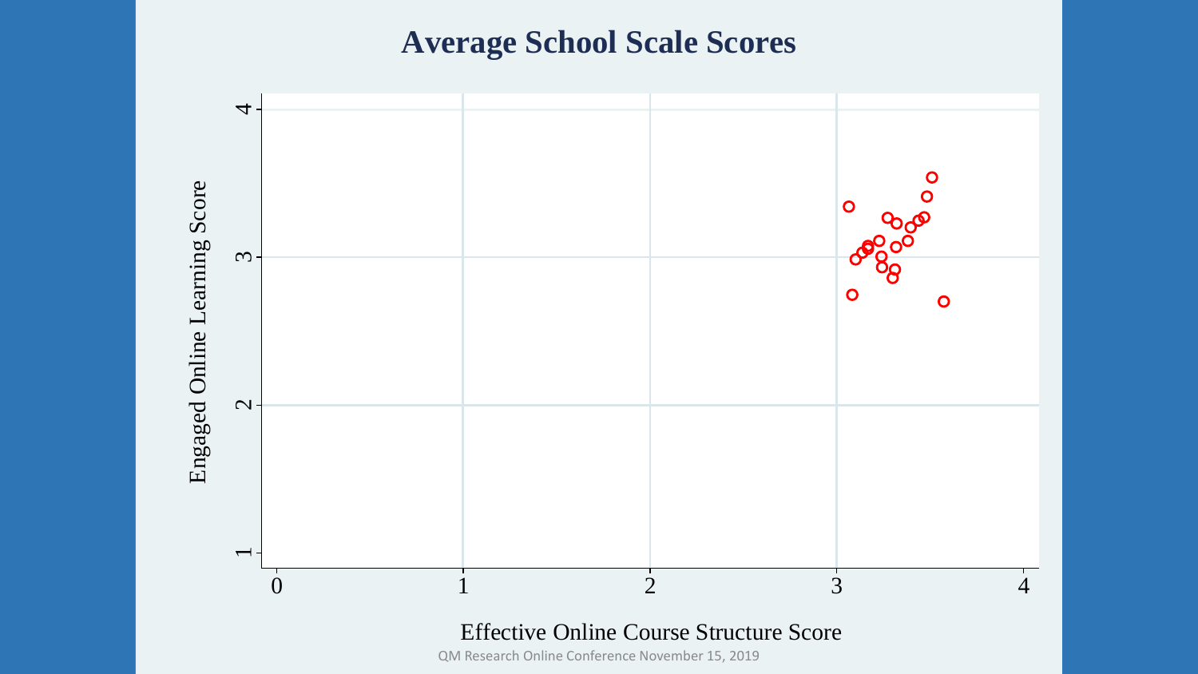# Average School Scale Scores

Engaged Online Learning Score

4
3
2
1

0 1 2 3 4

Effective Online Course Structure Score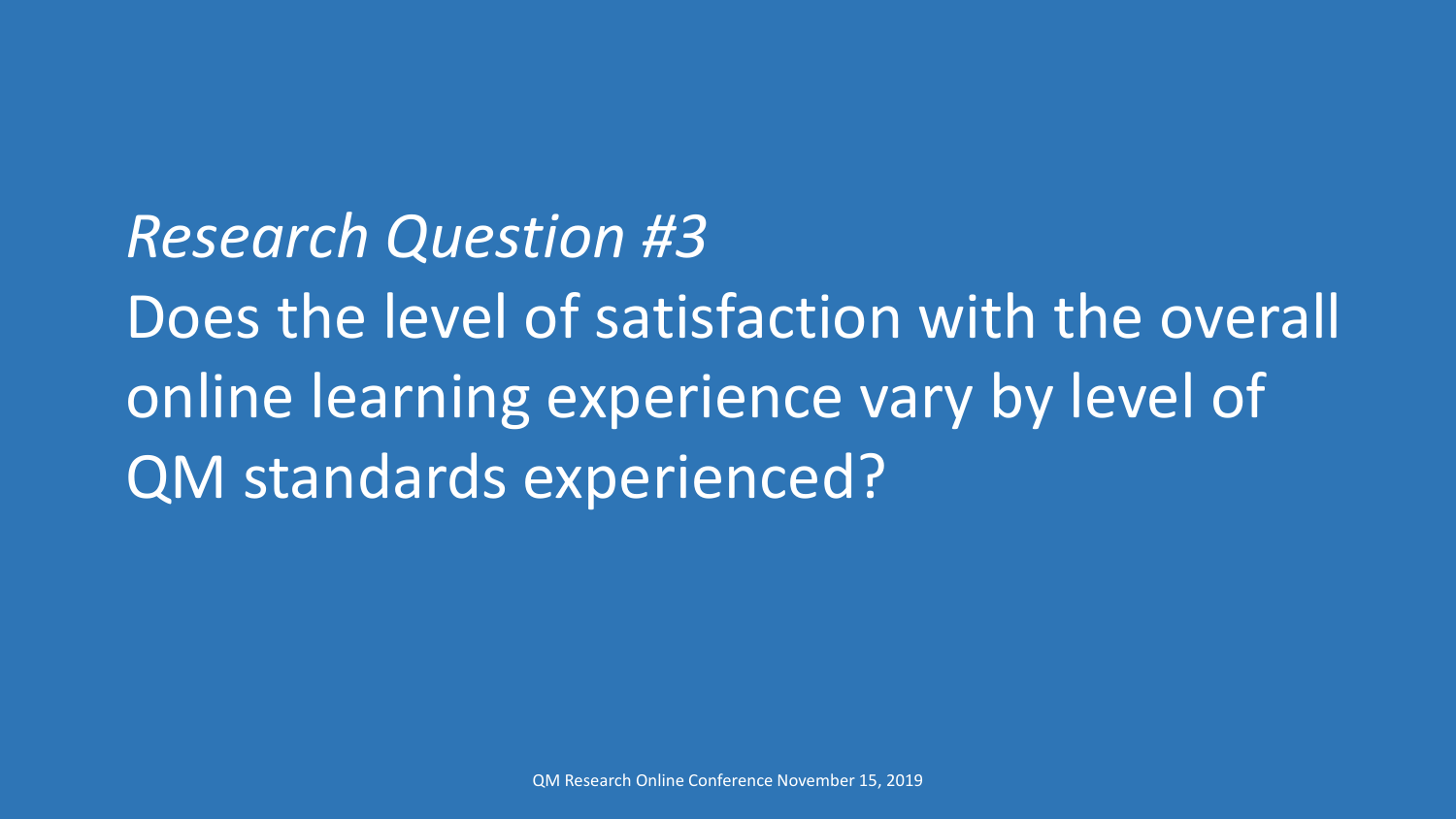*Research Question #3*

Does the level of satisfaction with the overall online learning experience vary by level of QM standards experienced?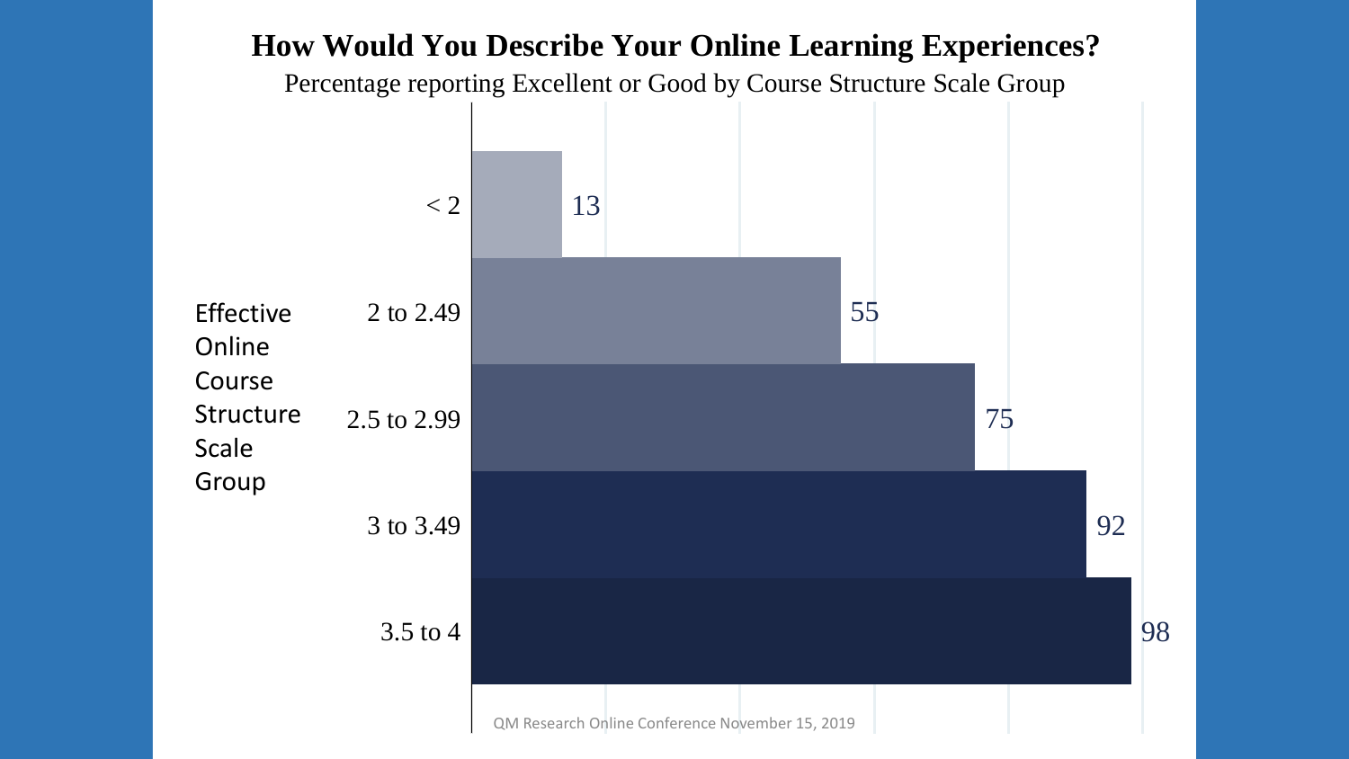# How Would You Describe Your Online Learning Experiences?

Percentage reporting Excellent or Good by Course Structure Scale Group

| Effective Online Course Structure Scale Group | Percentage |
|---|---|
| < 2 | 13 |
| 2 to 2.49 | 55 |
| 2.5 to 2.99 | 75 |
| 3 to 3.49 | 92 |
| 3.5 to 4 | 98 |

QM Research Online Conference November 15, 2019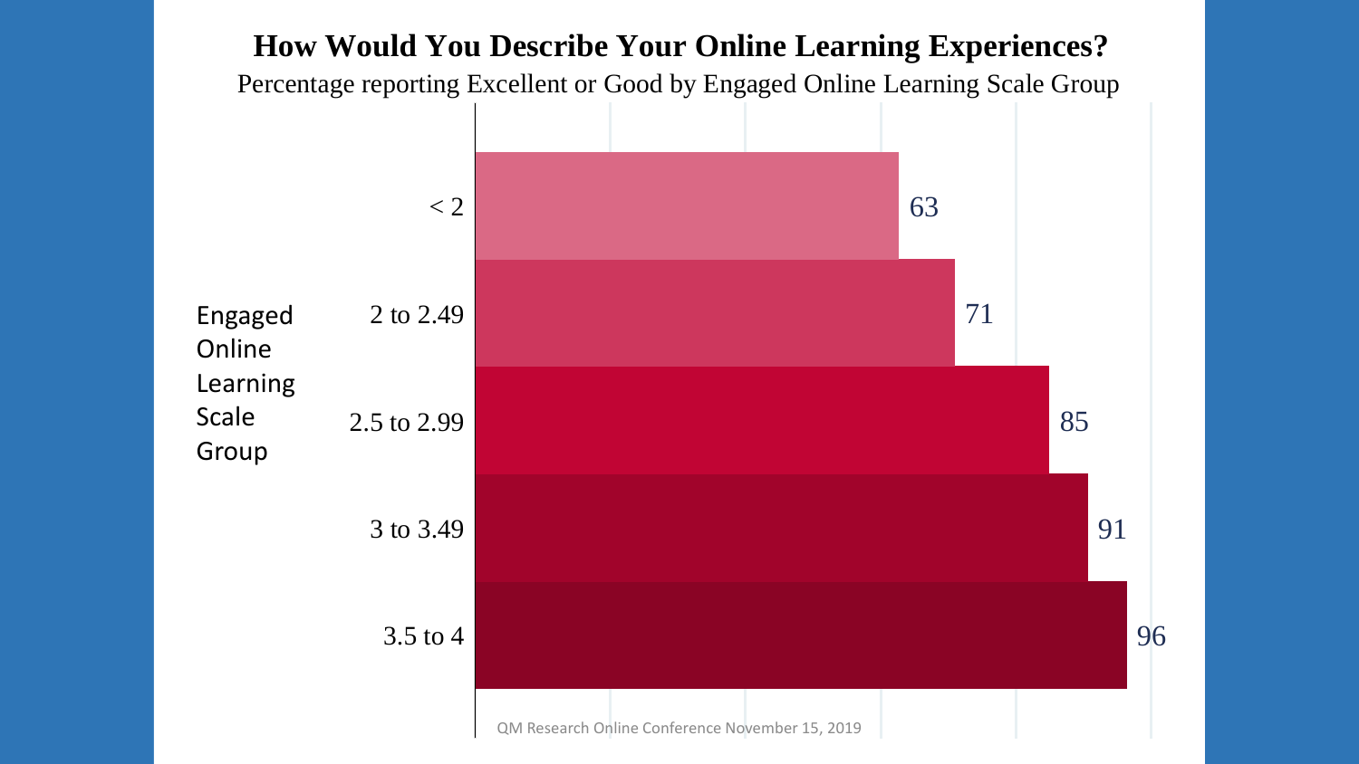# How Would You Describe Your Online Learning Experiences?

Percentage reporting Excellent or Good by Engaged Online Learning Scale Group

| Engaged Online Learning Scale Group | Percentage |
|---|---|
| < 2 | 63 |
| 2 to 2.49 | 71 |
| 2.5 to 2.99 | 85 |
| 3 to 3.49 | 91 |
| 3.5 to 4 | 96 |

QM Research Online Conference November 15, 2019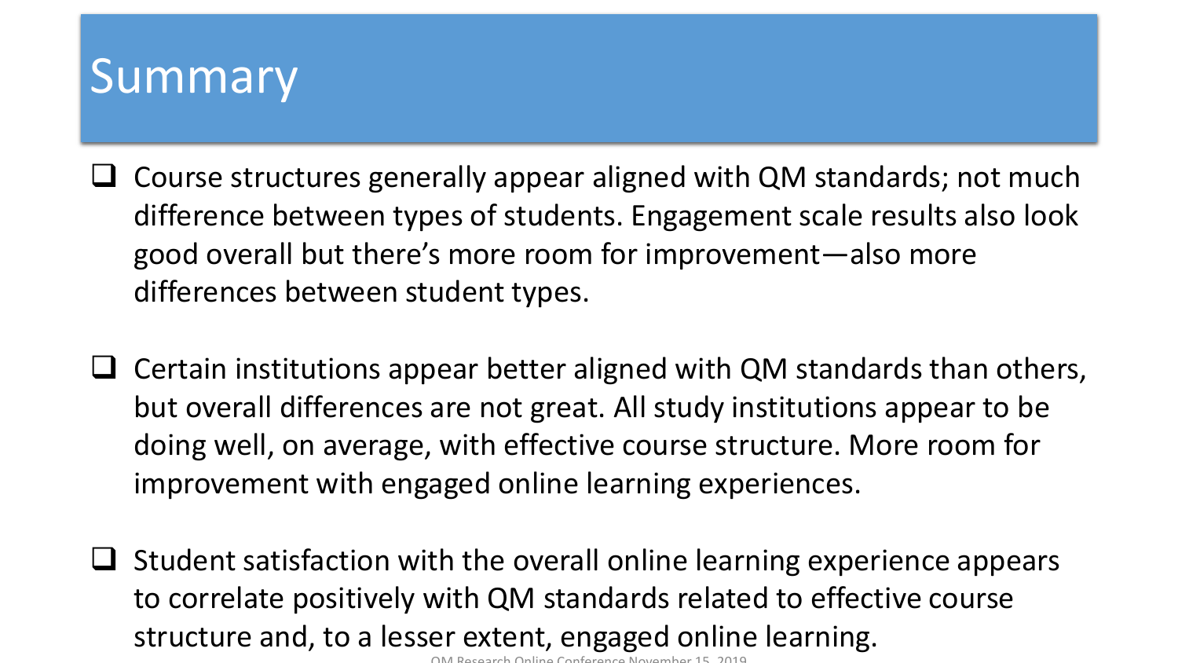# Summary

- Course structures generally appear aligned with QM standards; not much difference between types of students. Engagement scale results also look good overall but there's more room for improvement—also more differences between student types.

- Certain institutions appear better aligned with QM standards than others, but overall differences are not great. All study institutions appear to be doing well, on average, with effective course structure. More room for improvement with engaged online learning experiences.

- Student satisfaction with the overall online learning experience appears to correlate positively with QM standards related to effective course structure and, to a lesser extent, engaged online learning.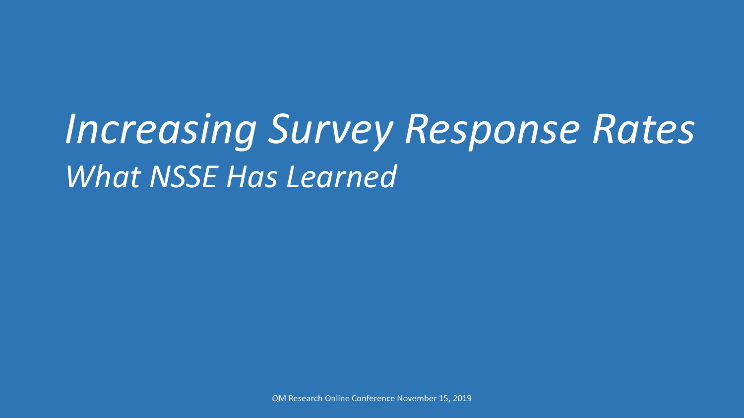# *Increasing Survey Response Rates*

## *What NSSE Has Learned*

QM Research Online Conference November 15, 2019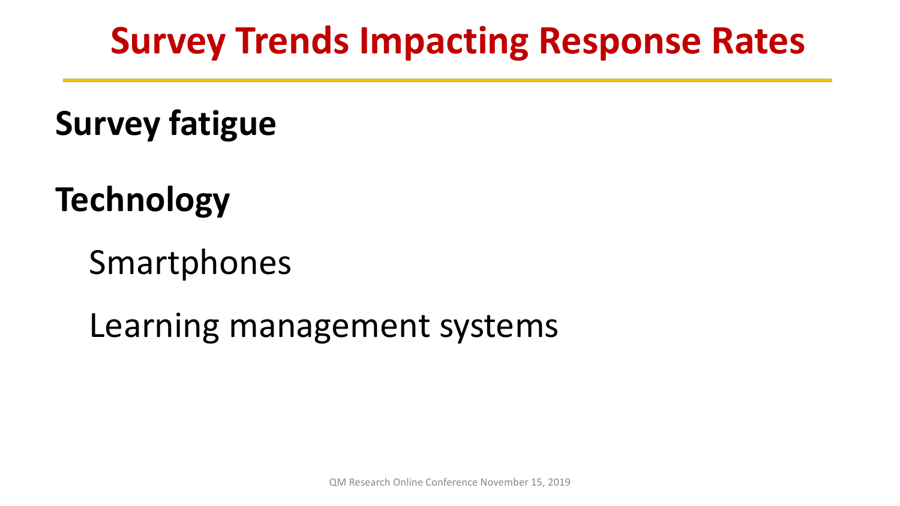# Survey Trends Impacting Response Rates

**Survey fatigue**

**Technology**

- Smartphones
- Learning management systems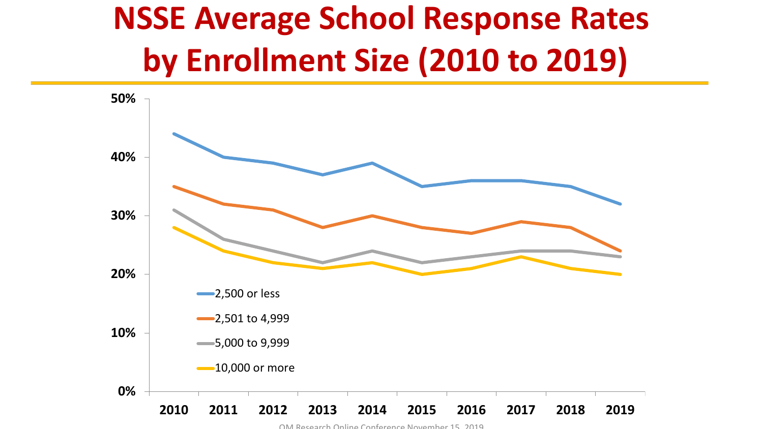# NSSE Average School Response Rates by Enrollment Size (2010 to 2019)

| Year | 2,500 or less | 2,501 to 4,999 | 5,000 to 9,999 | 10,000 or more |
|---|---|---|---|---|
| 2010 | 44% | 35% | 31% | 28% |
| 2011 | 40% | 32% | 26% | 24% |
| 2012 | 39% | 31% | 24% | 22% |
| 2013 | 37% | 28% | 22% | 21% |
| 2014 | 39% | 30% | 24% | 22% |
| 2015 | 35% | 28% | 22% | 20% |
| 2016 | 36% | 27% | 23% | 21% |
| 2017 | 36% | 29% | 24% | 23% |
| 2018 | 35% | 28% | 24% | 21% |
| 2019 | 32% | 24% | 23% | 20% |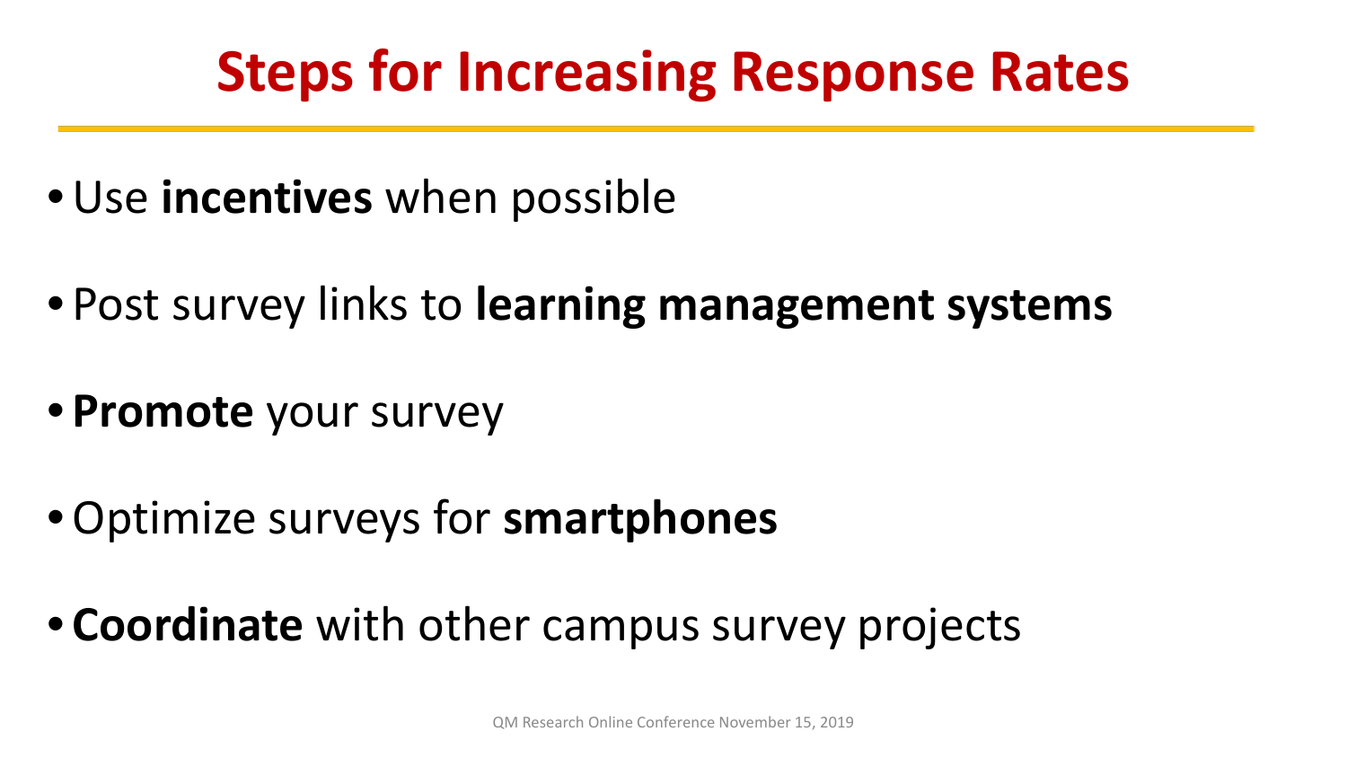# Steps for Increasing Response Rates

- Use **incentives** when possible
- Post survey links to **learning management systems**
- **Promote** your survey
- Optimize surveys for **smartphones**
- **Coordinate** with other campus survey projects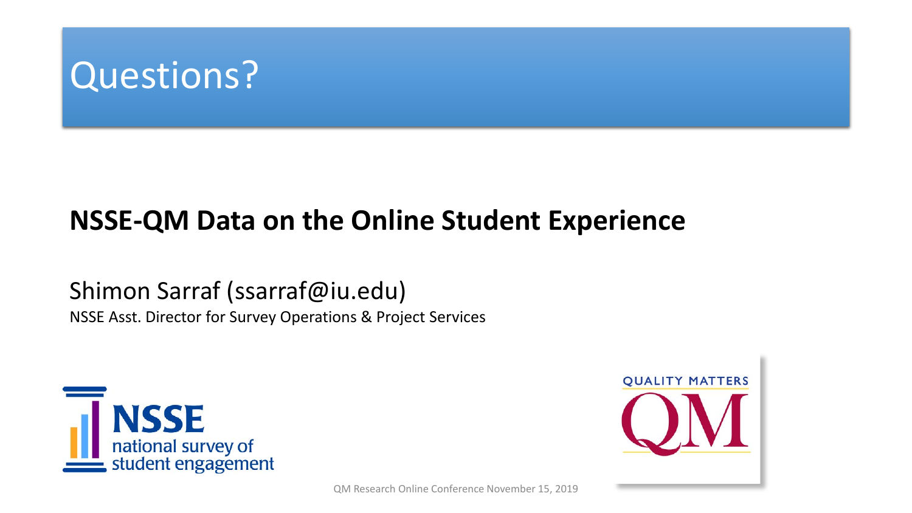# Questions?

**NSSE-QM Data on the Online Student Experience**

Shimon Sarraf (ssarraf@iu.edu)

NSSE Asst. Director for Survey Operations & Project Services

NSSE national survey of student engagement

QUALITY MATTERS QM

QM Research Online Conference November 15, 2019